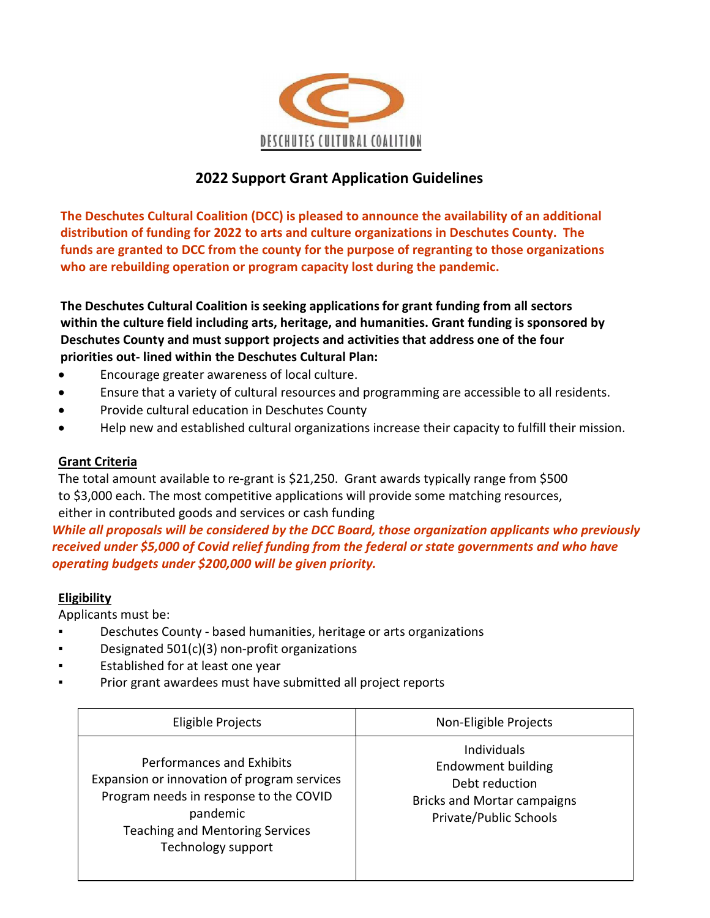DESCHUTES CULTURAL COALITION

# 2022 Support Grant Application Guidelines

**The Deschutes Cultural Coalition (DCC) is pleased to announce the availability of an additional distribution of funding for 2022 to arts and culture organizations in Deschutes County. The funds are granted to DCC from the county for the purpose of regranting to those organizations who are rebuilding operation or program capacity lost during the pandemic.**

**The Deschutes Cultural Coalition is seeking applications for grant funding from all sectors within the culture field including arts, heritage, and humanities. Grant funding is sponsored by Deschutes County and must support projects and activities that address one of the four priorities out- lined within the Deschutes Cultural Plan:**

- Encourage greater awareness of local culture.
- Ensure that a variety of cultural resources and programming are accessible to all residents.
- Provide cultural education in Deschutes County
- Help new and established cultural organizations increase their capacity to fulfill their mission.

## Grant Criteria

The total amount available to re-grant is $21,250. Grant awards typically range from $500 to $3,000 each. The most competitive applications will provide some matching resources, either in contributed goods and services or cash funding

***While all proposals will be considered by the DCC Board, those organization applicants who previously received under $5,000 of Covid relief funding from the federal or state governments and who have operating budgets under $200,000 will be given priority.***

## Eligibility

Applicants must be:

- Deschutes County - based humanities, heritage or arts organizations
- Designated 501(c)(3) non-profit organizations
- Established for at least one year
- Prior grant awardees must have submitted all project reports

| Eligible Projects | Non-Eligible Projects |
|---|---|
| Performances and Exhibits<br>Expansion or innovation of program services<br>Program needs in response to the COVID pandemic<br>Teaching and Mentoring Services<br>Technology support | Individuals<br>Endowment building<br>Debt reduction<br>Bricks and Mortar campaigns<br>Private/Public Schools |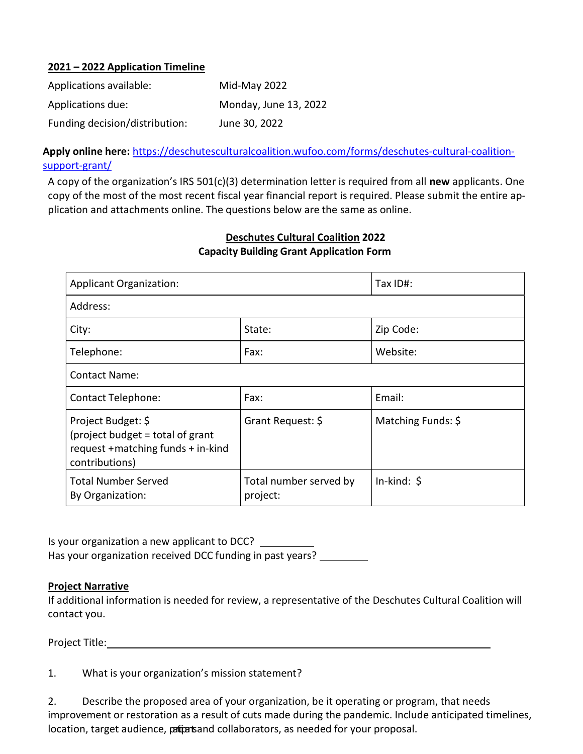**2021 – 2022 Application Timeline**

| | |
|---|---|
| Applications available: | Mid-May 2022 |
| Applications due: | Monday, June 13, 2022 |
| Funding decision/distribution: | June 30, 2022 |

**Apply online here:** https://deschutesculturalcoalition.wufoo.com/forms/deschutes-cultural-coalition-support-grant/

A copy of the organization's IRS 501(c)(3) determination letter is required from all **new** applicants. One copy of the most of the most recent fiscal year financial report is required. Please submit the entire application and attachments online. The questions below are the same as online.

**Deschutes Cultural Coalition 2022**
**Capacity Building Grant Application Form**

| Applicant Organization: | | Tax ID#: |
|---|---|---|
| Address: | | |
| City: | State: | Zip Code: |
| Telephone: | Fax: | Website: |
| Contact Name: | | |
| Contact Telephone: | Fax: | Email: |
| Project Budget: $ (project budget = total of grant request +matching funds + in-kind contributions) | Grant Request: $ | Matching Funds: $ |
| Total Number Served By Organization: | Total number served by project: | In-kind: $ |

Is your organization a new applicant to DCC? __________
Has your organization received DCC funding in past years? _________

**Project Narrative**

If additional information is needed for review, a representative of the Deschutes Cultural Coalition will contact you.

Project Title: ______________________________________________

1. What is your organization's mission statement?

2. Describe the proposed area of your organization, be it operating or program, that needs improvement or restoration as a result of cuts made during the pandemic. Include anticipated timelines, location, target audience, participants and collaborators, as needed for your proposal.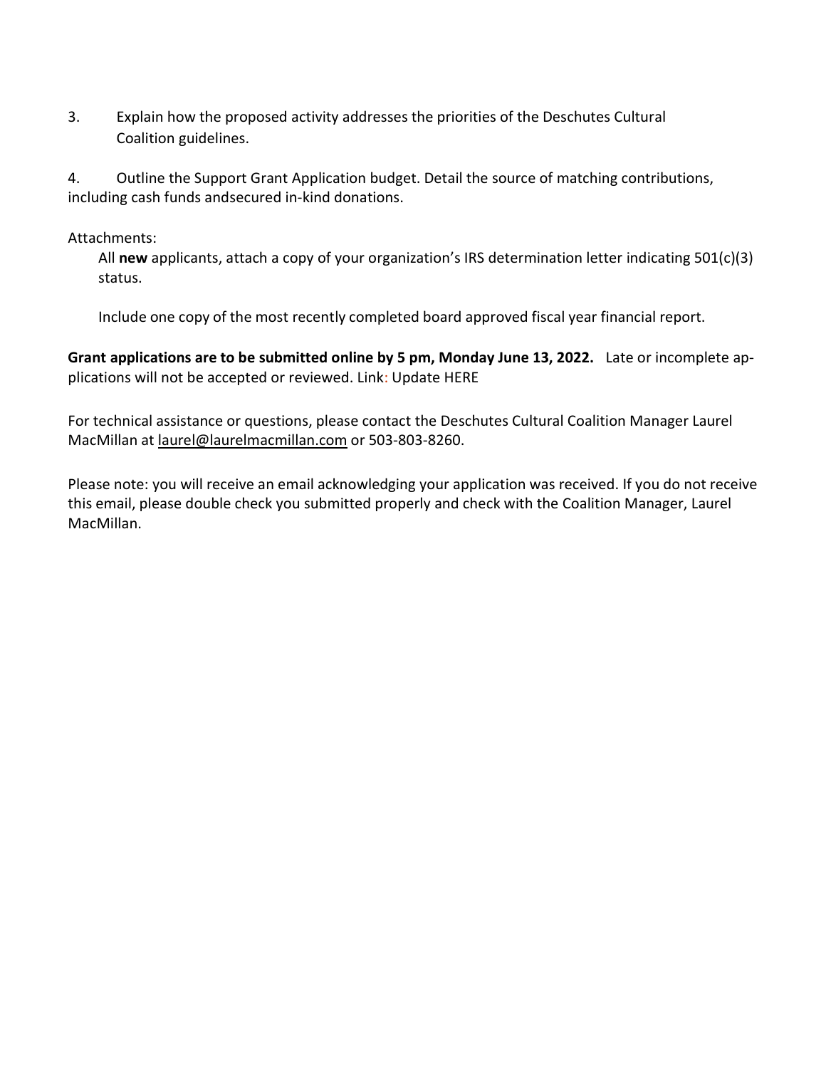3. Explain how the proposed activity addresses the priorities of the Deschutes Cultural Coalition guidelines.

4. Outline the Support Grant Application budget. Detail the source of matching contributions, including cash funds andsecured in-kind donations.

Attachments:

All **new** applicants, attach a copy of your organization's IRS determination letter indicating 501(c)(3) status.

Include one copy of the most recently completed board approved fiscal year financial report.

**Grant applications are to be submitted online by 5 pm, Monday June 13, 2022.** Late or incomplete applications will not be accepted or reviewed. Link: Update HERE

For technical assistance or questions, please contact the Deschutes Cultural Coalition Manager Laurel MacMillan at laurel@laurelmacmillan.com or 503-803-8260.

Please note: you will receive an email acknowledging your application was received. If you do not receive this email, please double check you submitted properly and check with the Coalition Manager, Laurel MacMillan.